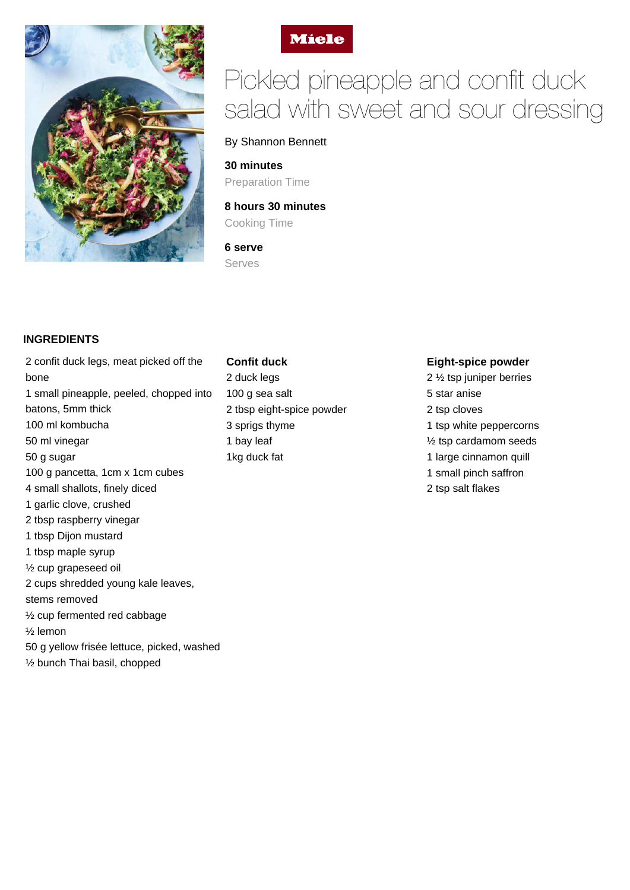Miele

# Pickled pineapple and confit duck salad with sweet and sour dressing

By Shannon Bennett

**30 minutes**
Preparation Time

**8 hours 30 minutes**
Cooking Time

**6 serve**
Serves

## INGREDIENTS

2 confit duck legs, meat picked off the bone
1 small pineapple, peeled, chopped into batons, 5mm thick
100 ml kombucha
50 ml vinegar
50 g sugar
100 g pancetta, 1cm x 1cm cubes
4 small shallots, finely diced
1 garlic clove, crushed
2 tbsp raspberry vinegar
1 tbsp Dijon mustard
1 tbsp maple syrup
½ cup grapeseed oil
2 cups shredded young kale leaves, stems removed
½ cup fermented red cabbage
½ lemon
50 g yellow frisée lettuce, picked, washed
½ bunch Thai basil, chopped

**Confit duck**
2 duck legs
100 g sea salt
2 tbsp eight-spice powder
3 sprigs thyme
1 bay leaf
1kg duck fat

**Eight-spice powder**
2 ½ tsp juniper berries
5 star anise
2 tsp cloves
1 tsp white peppercorns
½ tsp cardamom seeds
1 large cinnamon quill
1 small pinch saffron
2 tsp salt flakes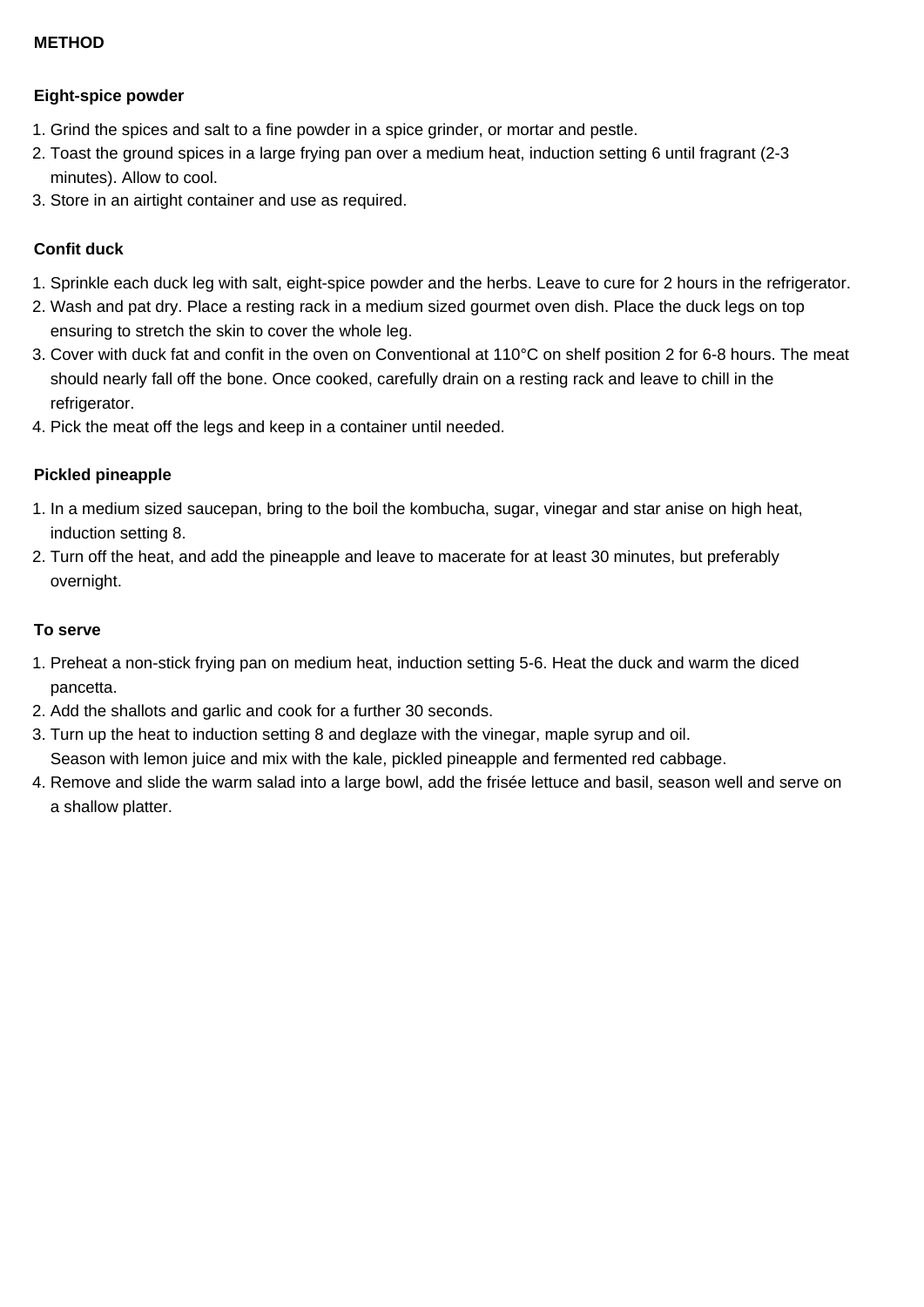**METHOD**

**Eight-spice powder**

1. Grind the spices and salt to a fine powder in a spice grinder, or mortar and pestle.
2. Toast the ground spices in a large frying pan over a medium heat, induction setting 6 until fragrant (2-3 minutes). Allow to cool.
3. Store in an airtight container and use as required.

**Confit duck**

1. Sprinkle each duck leg with salt, eight-spice powder and the herbs. Leave to cure for 2 hours in the refrigerator.
2. Wash and pat dry. Place a resting rack in a medium sized gourmet oven dish. Place the duck legs on top ensuring to stretch the skin to cover the whole leg.
3. Cover with duck fat and confit in the oven on Conventional at 110°C on shelf position 2 for 6-8 hours. The meat should nearly fall off the bone. Once cooked, carefully drain on a resting rack and leave to chill in the refrigerator.
4. Pick the meat off the legs and keep in a container until needed.

**Pickled pineapple**

1. In a medium sized saucepan, bring to the boil the kombucha, sugar, vinegar and star anise on high heat, induction setting 8.
2. Turn off the heat, and add the pineapple and leave to macerate for at least 30 minutes, but preferably overnight.

**To serve**

1. Preheat a non-stick frying pan on medium heat, induction setting 5-6. Heat the duck and warm the diced pancetta.
2. Add the shallots and garlic and cook for a further 30 seconds.
3. Turn up the heat to induction setting 8 and deglaze with the vinegar, maple syrup and oil.
   Season with lemon juice and mix with the kale, pickled pineapple and fermented red cabbage.
4. Remove and slide the warm salad into a large bowl, add the frisée lettuce and basil, season well and serve on a shallow platter.